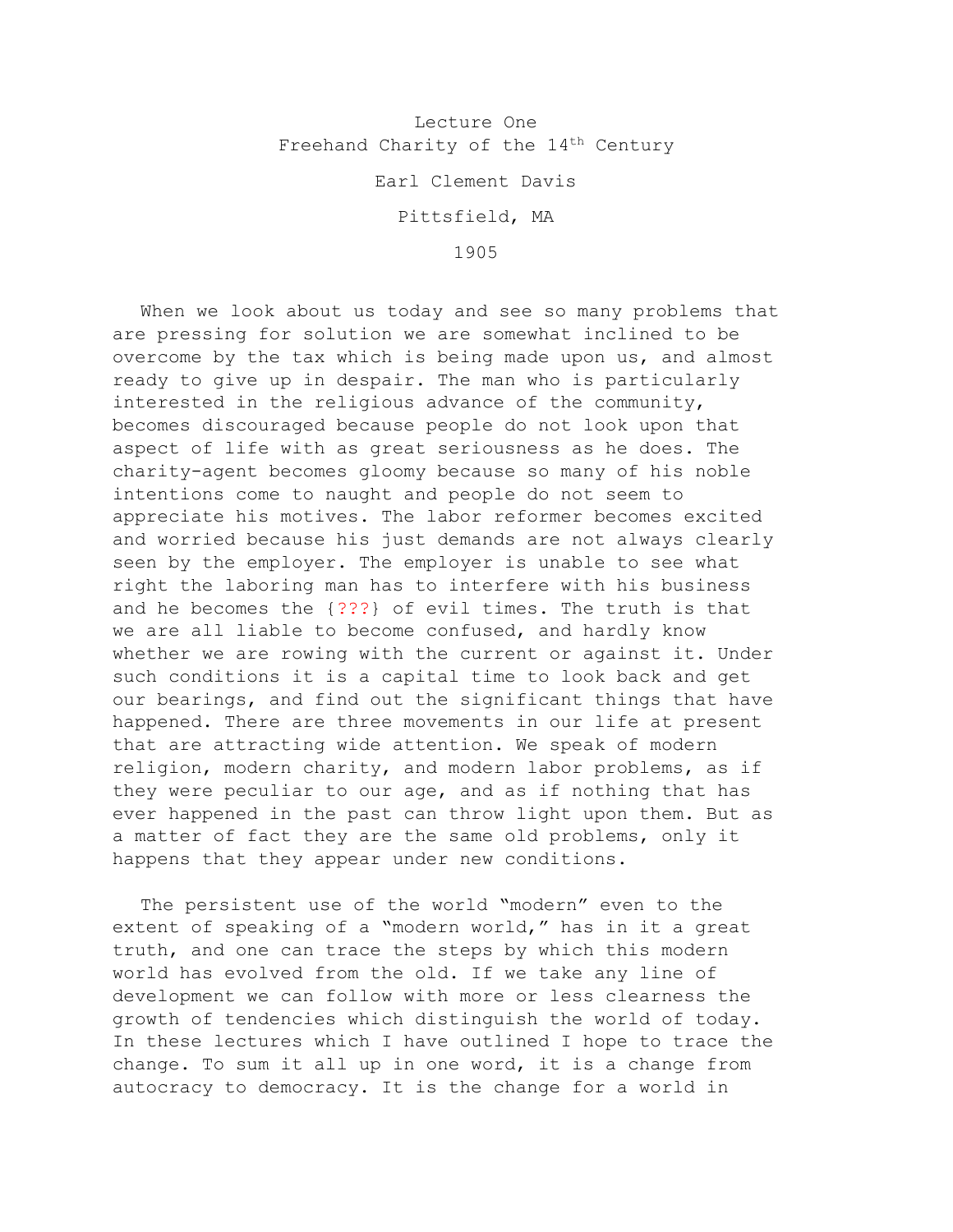# Lecture One
## Freehand Charity of the 14th Century

Earl Clement Davis

Pittsfield, MA

1905

When we look about us today and see so many problems that are pressing for solution we are somewhat inclined to be overcome by the tax which is being made upon us, and almost ready to give up in despair. The man who is particularly interested in the religious advance of the community, becomes discouraged because people do not look upon that aspect of life with as great seriousness as he does. The charity-agent becomes gloomy because so many of his noble intentions come to naught and people do not seem to appreciate his motives. The labor reformer becomes excited and worried because his just demands are not always clearly seen by the employer. The employer is unable to see what right the laboring man has to interfere with his business and he becomes the {???} of evil times. The truth is that we are all liable to become confused, and hardly know whether we are rowing with the current or against it. Under such conditions it is a capital time to look back and get our bearings, and find out the significant things that have happened. There are three movements in our life at present that are attracting wide attention. We speak of modern religion, modern charity, and modern labor problems, as if they were peculiar to our age, and as if nothing that has ever happened in the past can throw light upon them. But as a matter of fact they are the same old problems, only it happens that they appear under new conditions.

The persistent use of the world "modern" even to the extent of speaking of a "modern world," has in it a great truth, and one can trace the steps by which this modern world has evolved from the old. If we take any line of development we can follow with more or less clearness the growth of tendencies which distinguish the world of today. In these lectures which I have outlined I hope to trace the change. To sum it all up in one word, it is a change from autocracy to democracy. It is the change for a world in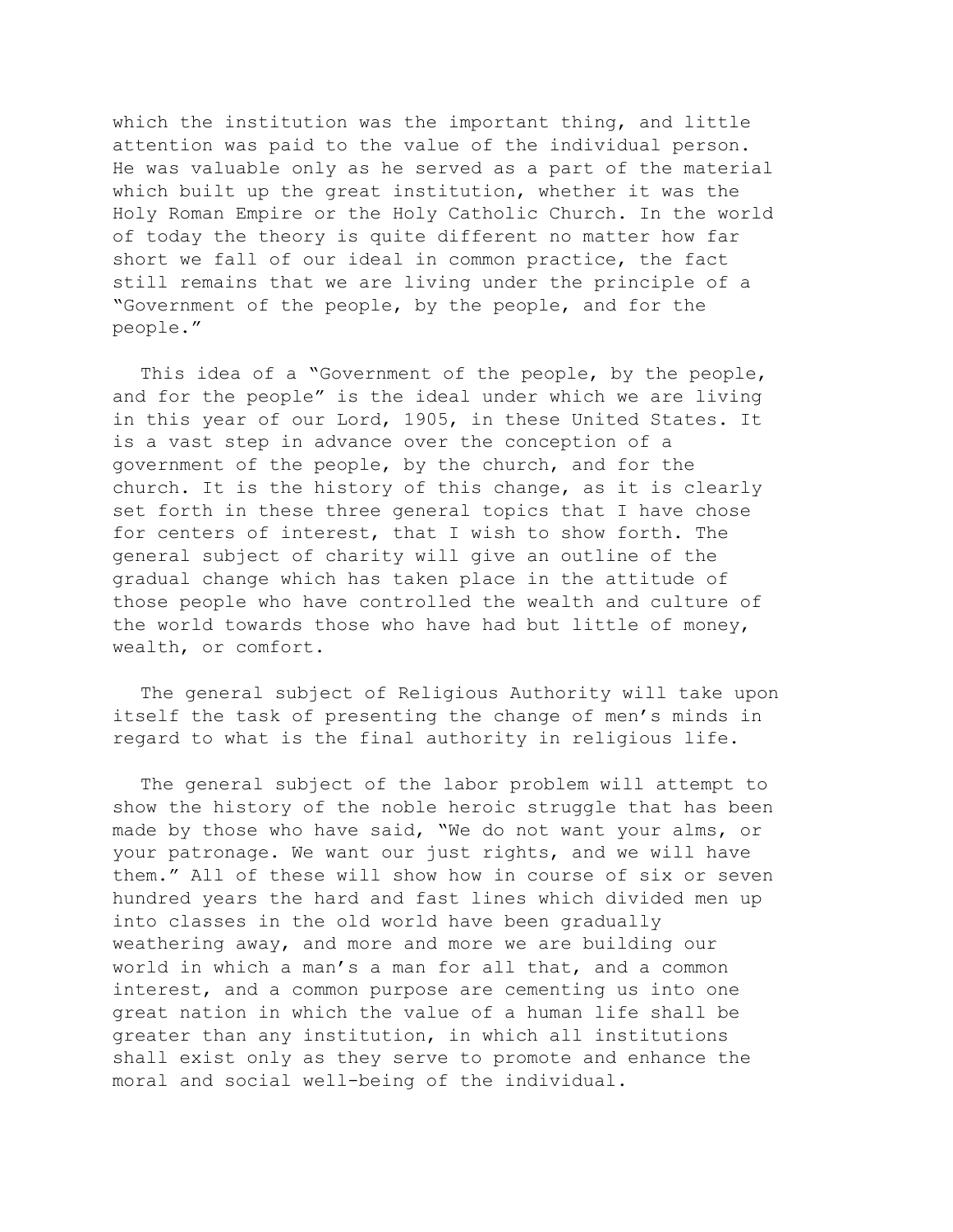which the institution was the important thing, and little attention was paid to the value of the individual person. He was valuable only as he served as a part of the material which built up the great institution, whether it was the Holy Roman Empire or the Holy Catholic Church. In the world of today the theory is quite different no matter how far short we fall of our ideal in common practice, the fact still remains that we are living under the principle of a "Government of the people, by the people, and for the people."

This idea of a "Government of the people, by the people, and for the people" is the ideal under which we are living in this year of our Lord, 1905, in these United States. It is a vast step in advance over the conception of a government of the people, by the church, and for the church. It is the history of this change, as it is clearly set forth in these three general topics that I have chose for centers of interest, that I wish to show forth. The general subject of charity will give an outline of the gradual change which has taken place in the attitude of those people who have controlled the wealth and culture of the world towards those who have had but little of money, wealth, or comfort.

The general subject of Religious Authority will take upon itself the task of presenting the change of men's minds in regard to what is the final authority in religious life.

The general subject of the labor problem will attempt to show the history of the noble heroic struggle that has been made by those who have said, "We do not want your alms, or your patronage. We want our just rights, and we will have them." All of these will show how in course of six or seven hundred years the hard and fast lines which divided men up into classes in the old world have been gradually weathering away, and more and more we are building our world in which a man's a man for all that, and a common interest, and a common purpose are cementing us into one great nation in which the value of a human life shall be greater than any institution, in which all institutions shall exist only as they serve to promote and enhance the moral and social well-being of the individual.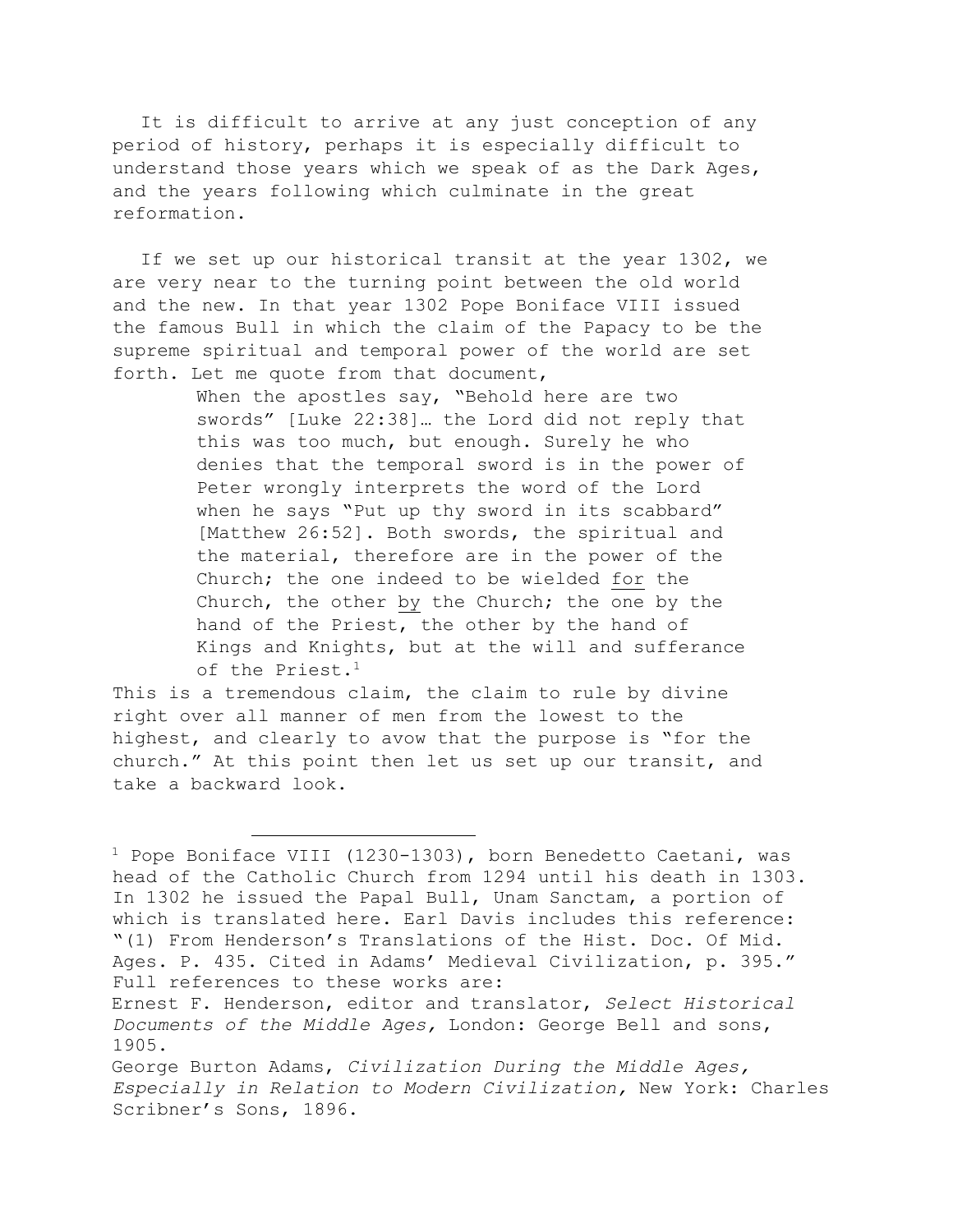It is difficult to arrive at any just conception of any period of history, perhaps it is especially difficult to understand those years which we speak of as the Dark Ages, and the years following which culminate in the great reformation.

If we set up our historical transit at the year 1302, we are very near to the turning point between the old world and the new. In that year 1302 Pope Boniface VIII issued the famous Bull in which the claim of the Papacy to be the supreme spiritual and temporal power of the world are set forth. Let me quote from that document,

> When the apostles say, "Behold here are two swords" [Luke 22:38]… the Lord did not reply that this was too much, but enough. Surely he who denies that the temporal sword is in the power of Peter wrongly interprets the word of the Lord when he says "Put up thy sword in its scabbard" [Matthew 26:52]. Both swords, the spiritual and the material, therefore are in the power of the Church; the one indeed to be wielded <u>for</u> the Church, the other <u>by</u> the Church; the one by the hand of the Priest, the other by the hand of Kings and Knights, but at the will and sufferance of the Priest.[1]

This is a tremendous claim, the claim to rule by divine right over all manner of men from the lowest to the highest, and clearly to avow that the purpose is "for the church." At this point then let us set up our transit, and take a backward look.

---

[1] Pope Boniface VIII (1230-1303), born Benedetto Caetani, was head of the Catholic Church from 1294 until his death in 1303. In 1302 he issued the Papal Bull, Unam Sanctam, a portion of which is translated here. Earl Davis includes this reference: "(1) From Henderson's Translations of the Hist. Doc. Of Mid. Ages. P. 435. Cited in Adams' Medieval Civilization, p. 395." Full references to these works are:
Ernest F. Henderson, editor and translator, *Select Historical Documents of the Middle Ages,* London: George Bell and sons, 1905.
George Burton Adams, *Civilization During the Middle Ages, Especially in Relation to Modern Civilization,* New York: Charles Scribner's Sons, 1896.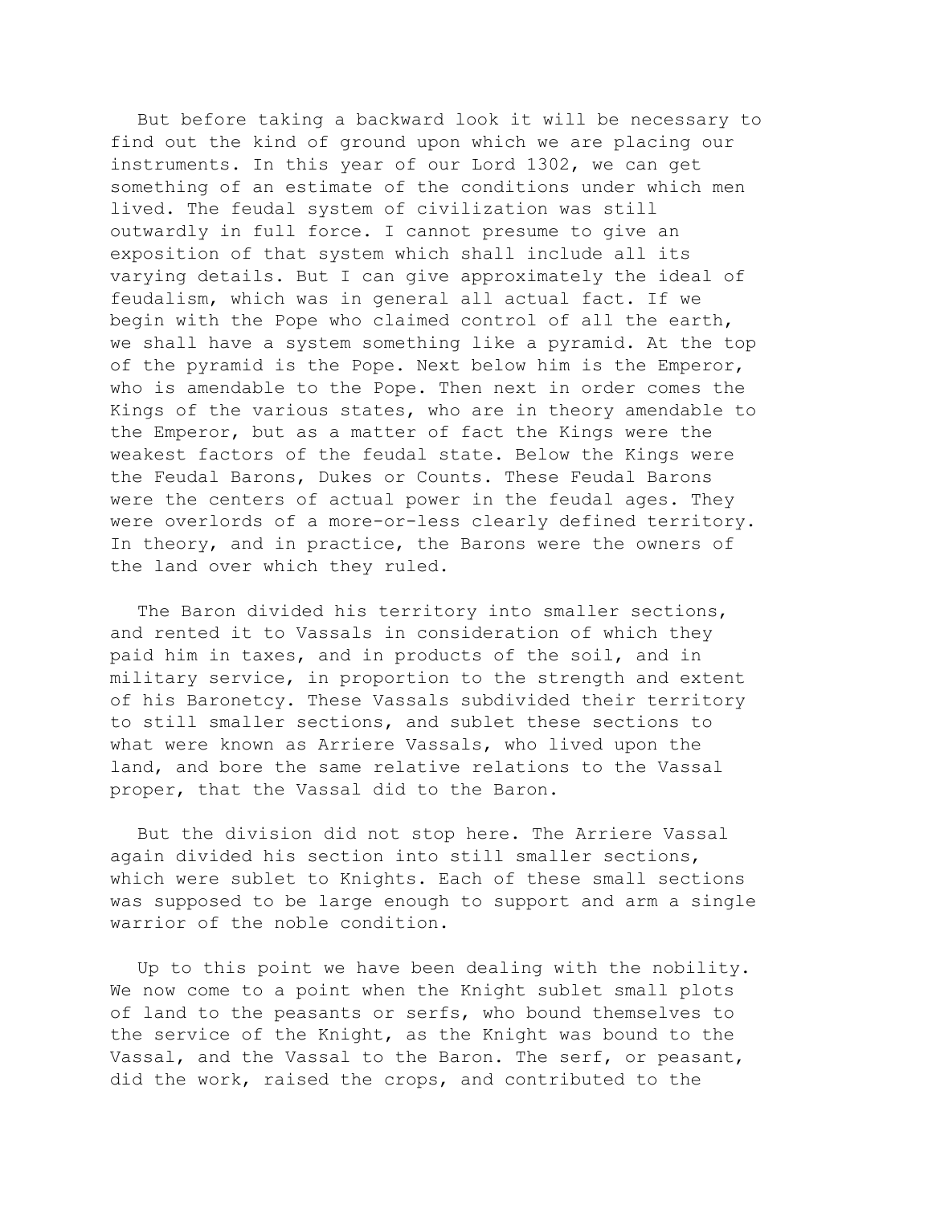But before taking a backward look it will be necessary to find out the kind of ground upon which we are placing our instruments. In this year of our Lord 1302, we can get something of an estimate of the conditions under which men lived. The feudal system of civilization was still outwardly in full force. I cannot presume to give an exposition of that system which shall include all its varying details. But I can give approximately the ideal of feudalism, which was in general all actual fact. If we begin with the Pope who claimed control of all the earth, we shall have a system something like a pyramid. At the top of the pyramid is the Pope. Next below him is the Emperor, who is amendable to the Pope. Then next in order comes the Kings of the various states, who are in theory amendable to the Emperor, but as a matter of fact the Kings were the weakest factors of the feudal state. Below the Kings were the Feudal Barons, Dukes or Counts. These Feudal Barons were the centers of actual power in the feudal ages. They were overlords of a more-or-less clearly defined territory. In theory, and in practice, the Barons were the owners of the land over which they ruled.

The Baron divided his territory into smaller sections, and rented it to Vassals in consideration of which they paid him in taxes, and in products of the soil, and in military service, in proportion to the strength and extent of his Baronetcy. These Vassals subdivided their territory to still smaller sections, and sublet these sections to what were known as Arriere Vassals, who lived upon the land, and bore the same relative relations to the Vassal proper, that the Vassal did to the Baron.

But the division did not stop here. The Arriere Vassal again divided his section into still smaller sections, which were sublet to Knights. Each of these small sections was supposed to be large enough to support and arm a single warrior of the noble condition.

Up to this point we have been dealing with the nobility. We now come to a point when the Knight sublet small plots of land to the peasants or serfs, who bound themselves to the service of the Knight, as the Knight was bound to the Vassal, and the Vassal to the Baron. The serf, or peasant, did the work, raised the crops, and contributed to the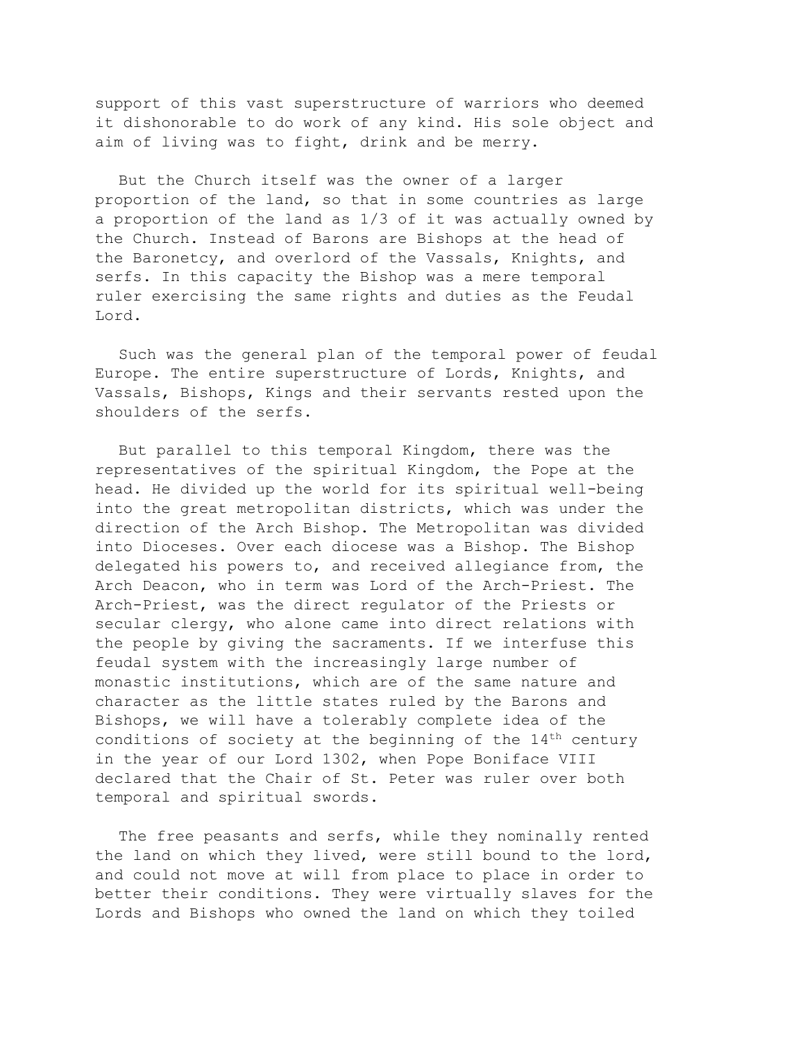support of this vast superstructure of warriors who deemed it dishonorable to do work of any kind. His sole object and aim of living was to fight, drink and be merry.

But the Church itself was the owner of a larger proportion of the land, so that in some countries as large a proportion of the land as 1/3 of it was actually owned by the Church. Instead of Barons are Bishops at the head of the Baronetcy, and overlord of the Vassals, Knights, and serfs. In this capacity the Bishop was a mere temporal ruler exercising the same rights and duties as the Feudal Lord.

Such was the general plan of the temporal power of feudal Europe. The entire superstructure of Lords, Knights, and Vassals, Bishops, Kings and their servants rested upon the shoulders of the serfs.

But parallel to this temporal Kingdom, there was the representatives of the spiritual Kingdom, the Pope at the head. He divided up the world for its spiritual well-being into the great metropolitan districts, which was under the direction of the Arch Bishop. The Metropolitan was divided into Dioceses. Over each diocese was a Bishop. The Bishop delegated his powers to, and received allegiance from, the Arch Deacon, who in term was Lord of the Arch-Priest. The Arch-Priest, was the direct regulator of the Priests or secular clergy, who alone came into direct relations with the people by giving the sacraments. If we interfuse this feudal system with the increasingly large number of monastic institutions, which are of the same nature and character as the little states ruled by the Barons and Bishops, we will have a tolerably complete idea of the conditions of society at the beginning of the 14th century in the year of our Lord 1302, when Pope Boniface VIII declared that the Chair of St. Peter was ruler over both temporal and spiritual swords.

The free peasants and serfs, while they nominally rented the land on which they lived, were still bound to the lord, and could not move at will from place to place in order to better their conditions. They were virtually slaves for the Lords and Bishops who owned the land on which they toiled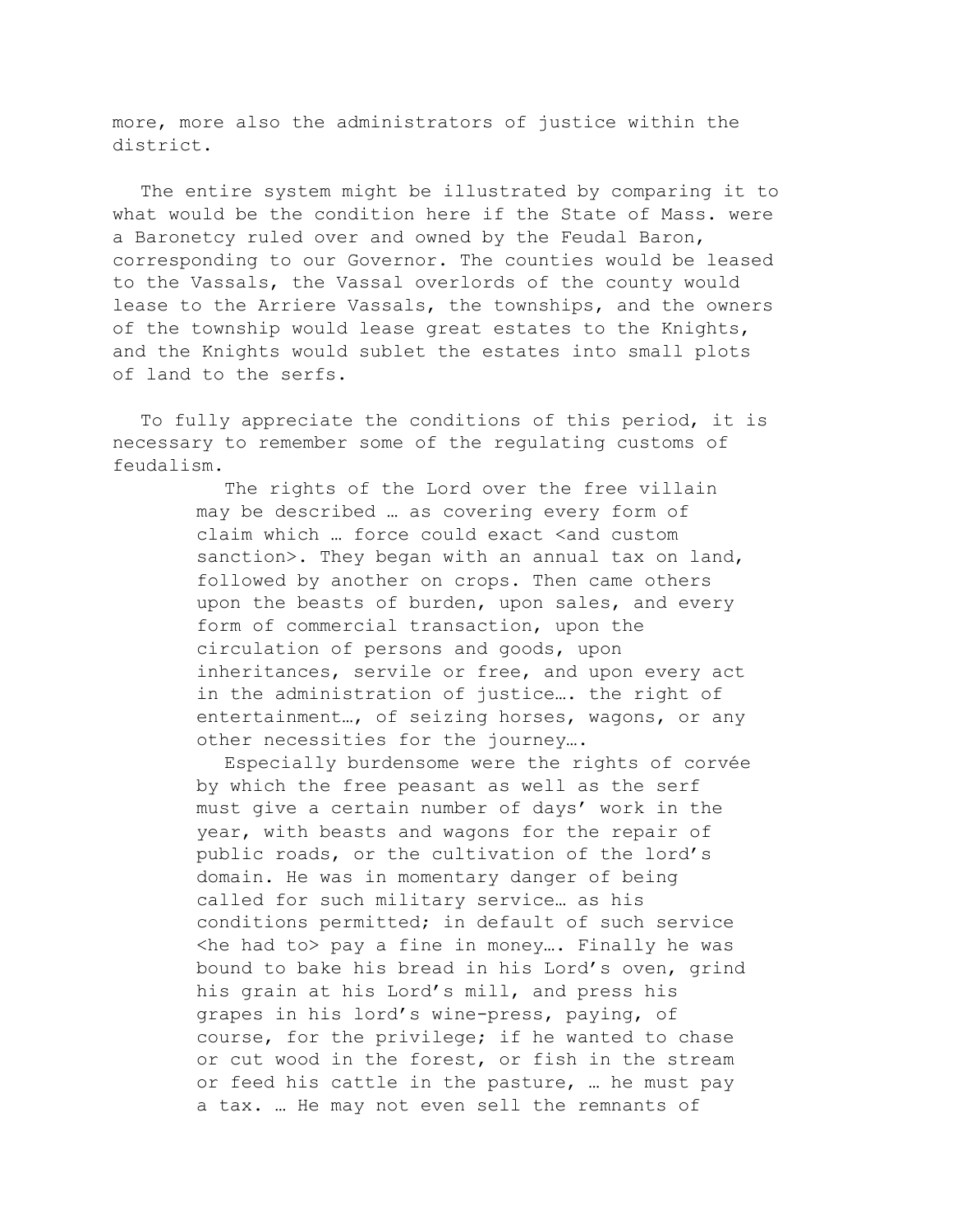more, more also the administrators of justice within the district.

The entire system might be illustrated by comparing it to what would be the condition here if the State of Mass. were a Baronetcy ruled over and owned by the Feudal Baron, corresponding to our Governor. The counties would be leased to the Vassals, the Vassal overlords of the county would lease to the Arriere Vassals, the townships, and the owners of the township would lease great estates to the Knights, and the Knights would sublet the estates into small plots of land to the serfs.

To fully appreciate the conditions of this period, it is necessary to remember some of the regulating customs of feudalism.

> The rights of the Lord over the free villain may be described … as covering every form of claim which … force could exact <and custom sanction>. They began with an annual tax on land, followed by another on crops. Then came others upon the beasts of burden, upon sales, and every form of commercial transaction, upon the circulation of persons and goods, upon inheritances, servile or free, and upon every act in the administration of justice…. the right of entertainment…, of seizing horses, wagons, or any other necessities for the journey….
>
> Especially burdensome were the rights of corvée by which the free peasant as well as the serf must give a certain number of days' work in the year, with beasts and wagons for the repair of public roads, or the cultivation of the lord's domain. He was in momentary danger of being called for such military service… as his conditions permitted; in default of such service <he had to> pay a fine in money…. Finally he was bound to bake his bread in his Lord's oven, grind his grain at his Lord's mill, and press his grapes in his lord's wine-press, paying, of course, for the privilege; if he wanted to chase or cut wood in the forest, or fish in the stream or feed his cattle in the pasture, … he must pay a tax. … He may not even sell the remnants of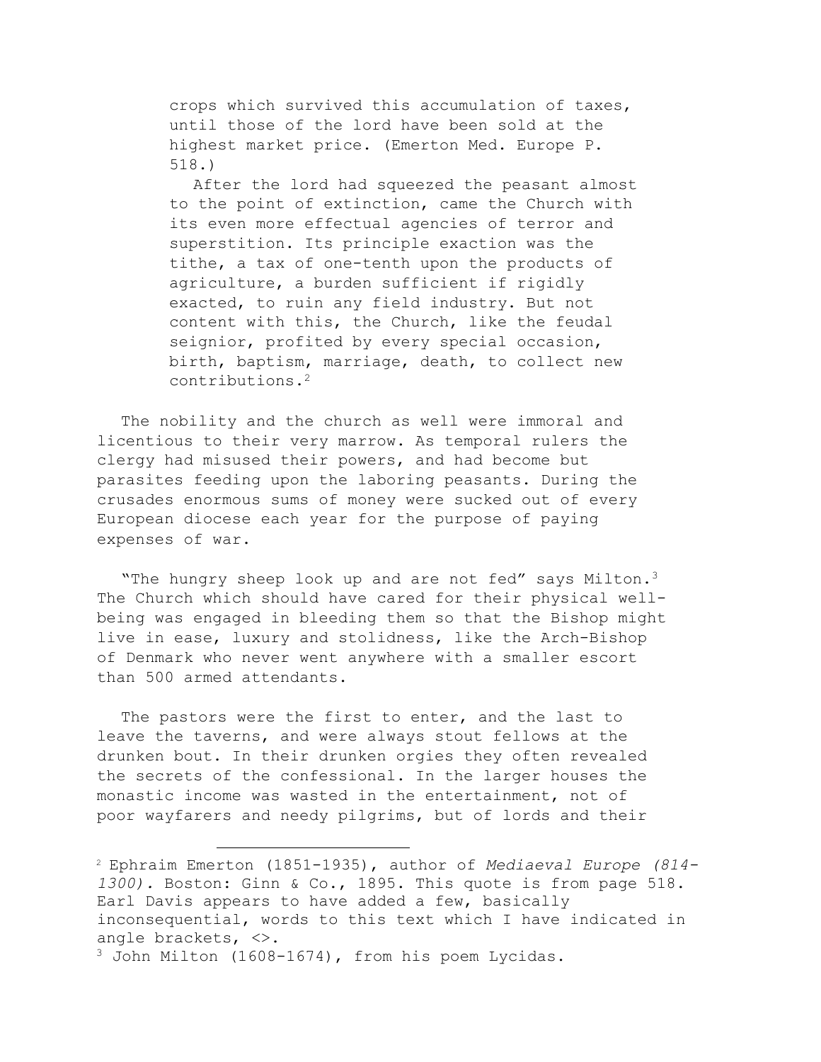> crops which survived this accumulation of taxes, until those of the lord have been sold at the highest market price. (Emerton Med. Europe P. 518.)
>
> After the lord had squeezed the peasant almost to the point of extinction, came the Church with its even more effectual agencies of terror and superstition. Its principle exaction was the tithe, a tax of one-tenth upon the products of agriculture, a burden sufficient if rigidly exacted, to ruin any field industry. But not content with this, the Church, like the feudal seignior, profited by every special occasion, birth, baptism, marriage, death, to collect new contributions.[2]

The nobility and the church as well were immoral and licentious to their very marrow. As temporal rulers the clergy had misused their powers, and had become but parasites feeding upon the laboring peasants. During the crusades enormous sums of money were sucked out of every European diocese each year for the purpose of paying expenses of war.

"The hungry sheep look up and are not fed" says Milton.[3] The Church which should have cared for their physical well-being was engaged in bleeding them so that the Bishop might live in ease, luxury and stolidness, like the Arch-Bishop of Denmark who never went anywhere with a smaller escort than 500 armed attendants.

The pastors were the first to enter, and the last to leave the taverns, and were always stout fellows at the drunken bout. In their drunken orgies they often revealed the secrets of the confessional. In the larger houses the monastic income was wasted in the entertainment, not of poor wayfarers and needy pilgrims, but of lords and their

---

[2] Ephraim Emerton (1851-1935), author of *Mediaeval Europe (814-1300)*. Boston: Ginn & Co., 1895. This quote is from page 518. Earl Davis appears to have added a few, basically inconsequential, words to this text which I have indicated in angle brackets, <>.

[3] John Milton (1608-1674), from his poem Lycidas.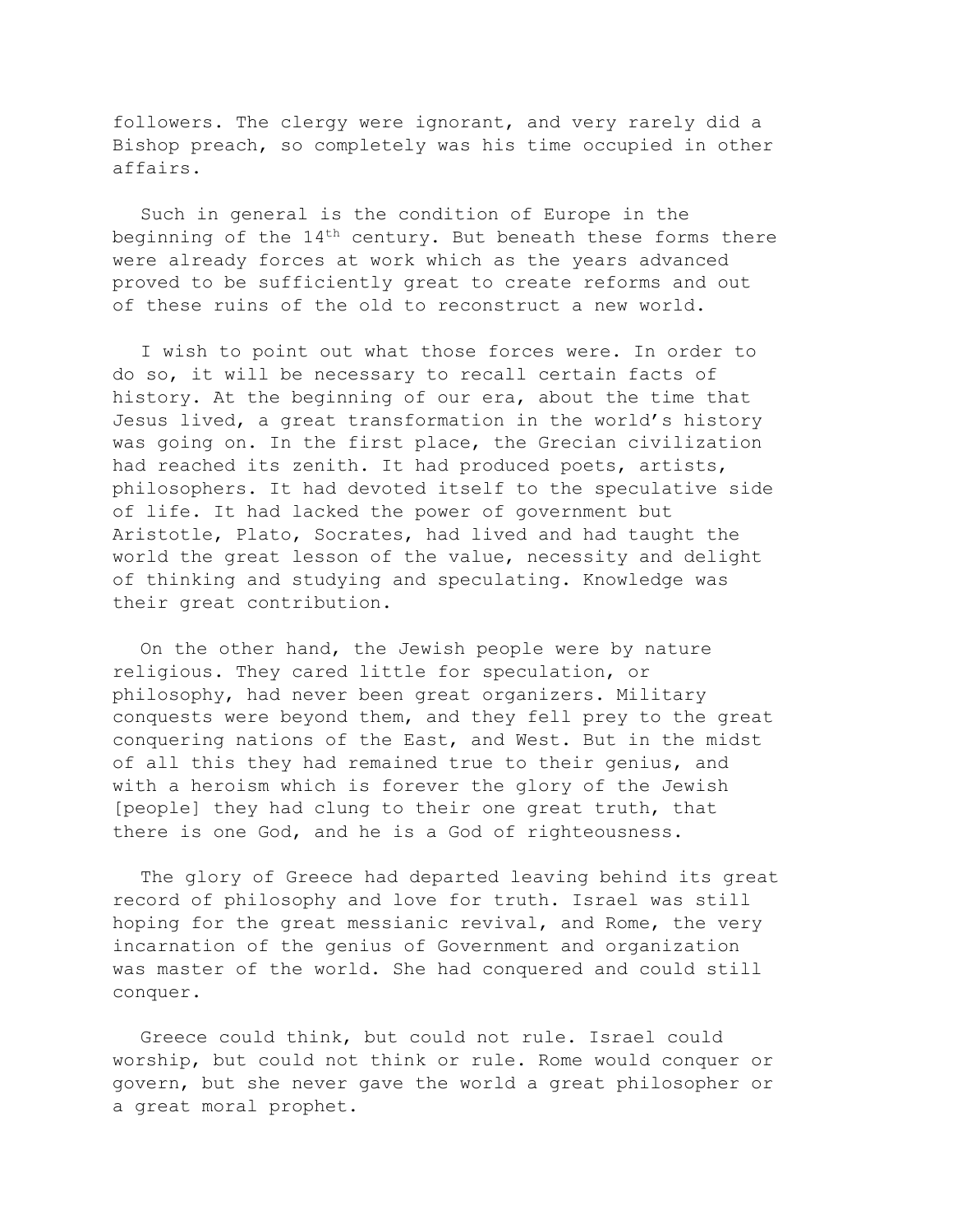followers. The clergy were ignorant, and very rarely did a Bishop preach, so completely was his time occupied in other affairs.

Such in general is the condition of Europe in the beginning of the 14th century. But beneath these forms there were already forces at work which as the years advanced proved to be sufficiently great to create reforms and out of these ruins of the old to reconstruct a new world.

I wish to point out what those forces were. In order to do so, it will be necessary to recall certain facts of history. At the beginning of our era, about the time that Jesus lived, a great transformation in the world's history was going on. In the first place, the Grecian civilization had reached its zenith. It had produced poets, artists, philosophers. It had devoted itself to the speculative side of life. It had lacked the power of government but Aristotle, Plato, Socrates, had lived and had taught the world the great lesson of the value, necessity and delight of thinking and studying and speculating. Knowledge was their great contribution.

On the other hand, the Jewish people were by nature religious. They cared little for speculation, or philosophy, had never been great organizers. Military conquests were beyond them, and they fell prey to the great conquering nations of the East, and West. But in the midst of all this they had remained true to their genius, and with a heroism which is forever the glory of the Jewish [people] they had clung to their one great truth, that there is one God, and he is a God of righteousness.

The glory of Greece had departed leaving behind its great record of philosophy and love for truth. Israel was still hoping for the great messianic revival, and Rome, the very incarnation of the genius of Government and organization was master of the world. She had conquered and could still conquer.

Greece could think, but could not rule. Israel could worship, but could not think or rule. Rome would conquer or govern, but she never gave the world a great philosopher or a great moral prophet.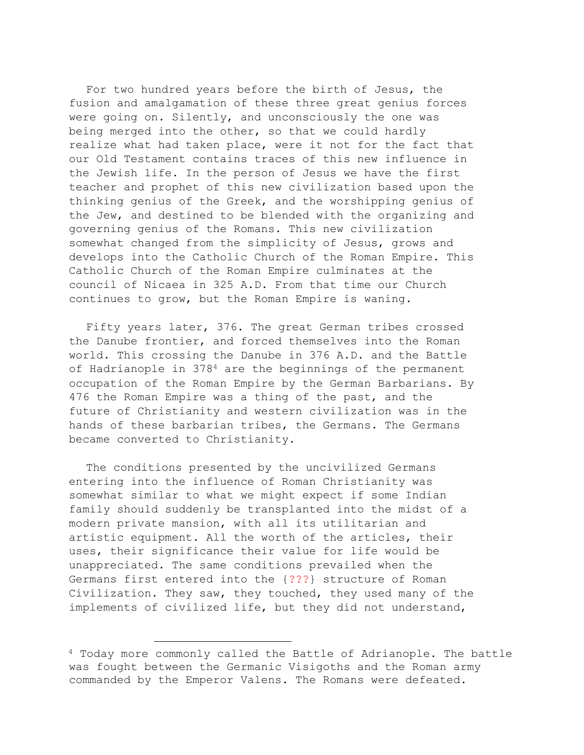For two hundred years before the birth of Jesus, the fusion and amalgamation of these three great genius forces were going on. Silently, and unconsciously the one was being merged into the other, so that we could hardly realize what had taken place, were it not for the fact that our Old Testament contains traces of this new influence in the Jewish life. In the person of Jesus we have the first teacher and prophet of this new civilization based upon the thinking genius of the Greek, and the worshipping genius of the Jew, and destined to be blended with the organizing and governing genius of the Romans. This new civilization somewhat changed from the simplicity of Jesus, grows and develops into the Catholic Church of the Roman Empire. This Catholic Church of the Roman Empire culminates at the council of Nicaea in 325 A.D. From that time our Church continues to grow, but the Roman Empire is waning.

Fifty years later, 376. The great German tribes crossed the Danube frontier, and forced themselves into the Roman world. This crossing the Danube in 376 A.D. and the Battle of Hadrianople in 378[4] are the beginnings of the permanent occupation of the Roman Empire by the German Barbarians. By 476 the Roman Empire was a thing of the past, and the future of Christianity and western civilization was in the hands of these barbarian tribes, the Germans. The Germans became converted to Christianity.

The conditions presented by the uncivilized Germans entering into the influence of Roman Christianity was somewhat similar to what we might expect if some Indian family should suddenly be transplanted into the midst of a modern private mansion, with all its utilitarian and artistic equipment. All the worth of the articles, their uses, their significance their value for life would be unappreciated. The same conditions prevailed when the Germans first entered into the {???} structure of Roman Civilization. They saw, they touched, they used many of the implements of civilized life, but they did not understand,

[4] Today more commonly called the Battle of Adrianople. The battle was fought between the Germanic Visigoths and the Roman army commanded by the Emperor Valens. The Romans were defeated.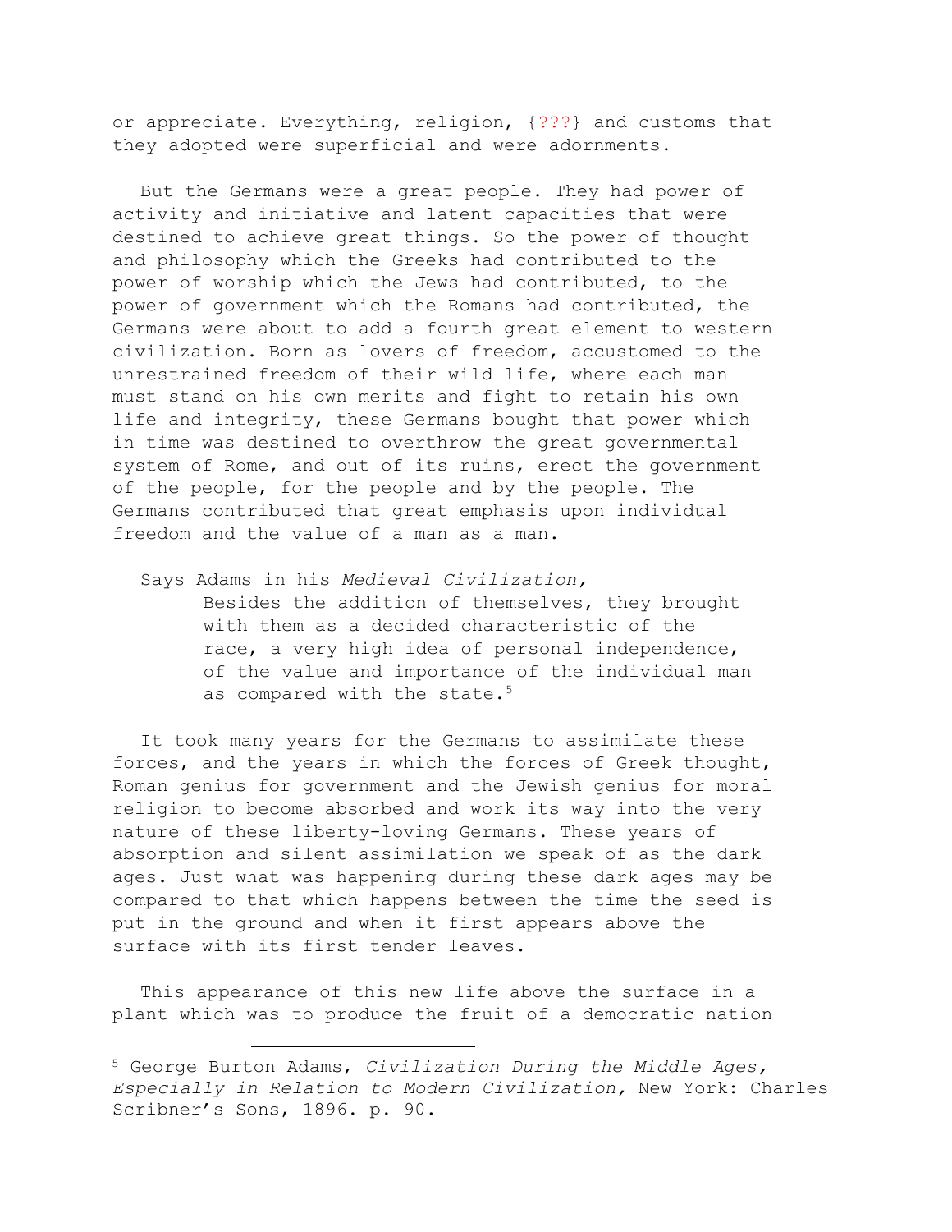or appreciate. Everything, religion, {???} and customs that they adopted were superficial and were adornments.

But the Germans were a great people. They had power of activity and initiative and latent capacities that were destined to achieve great things. So the power of thought and philosophy which the Greeks had contributed to the power of worship which the Jews had contributed, to the power of government which the Romans had contributed, the Germans were about to add a fourth great element to western civilization. Born as lovers of freedom, accustomed to the unrestrained freedom of their wild life, where each man must stand on his own merits and fight to retain his own life and integrity, these Germans bought that power which in time was destined to overthrow the great governmental system of Rome, and out of its ruins, erect the government of the people, for the people and by the people. The Germans contributed that great emphasis upon individual freedom and the value of a man as a man.

Says Adams in his *Medieval Civilization,*

> Besides the addition of themselves, they brought with them as a decided characteristic of the race, a very high idea of personal independence, of the value and importance of the individual man as compared with the state.[5]

It took many years for the Germans to assimilate these forces, and the years in which the forces of Greek thought, Roman genius for government and the Jewish genius for moral religion to become absorbed and work its way into the very nature of these liberty-loving Germans. These years of absorption and silent assimilation we speak of as the dark ages. Just what was happening during these dark ages may be compared to that which happens between the time the seed is put in the ground and when it first appears above the surface with its first tender leaves.

This appearance of this new life above the surface in a plant which was to produce the fruit of a democratic nation

---

[5] George Burton Adams, *Civilization During the Middle Ages, Especially in Relation to Modern Civilization,* New York: Charles Scribner's Sons, 1896. p. 90.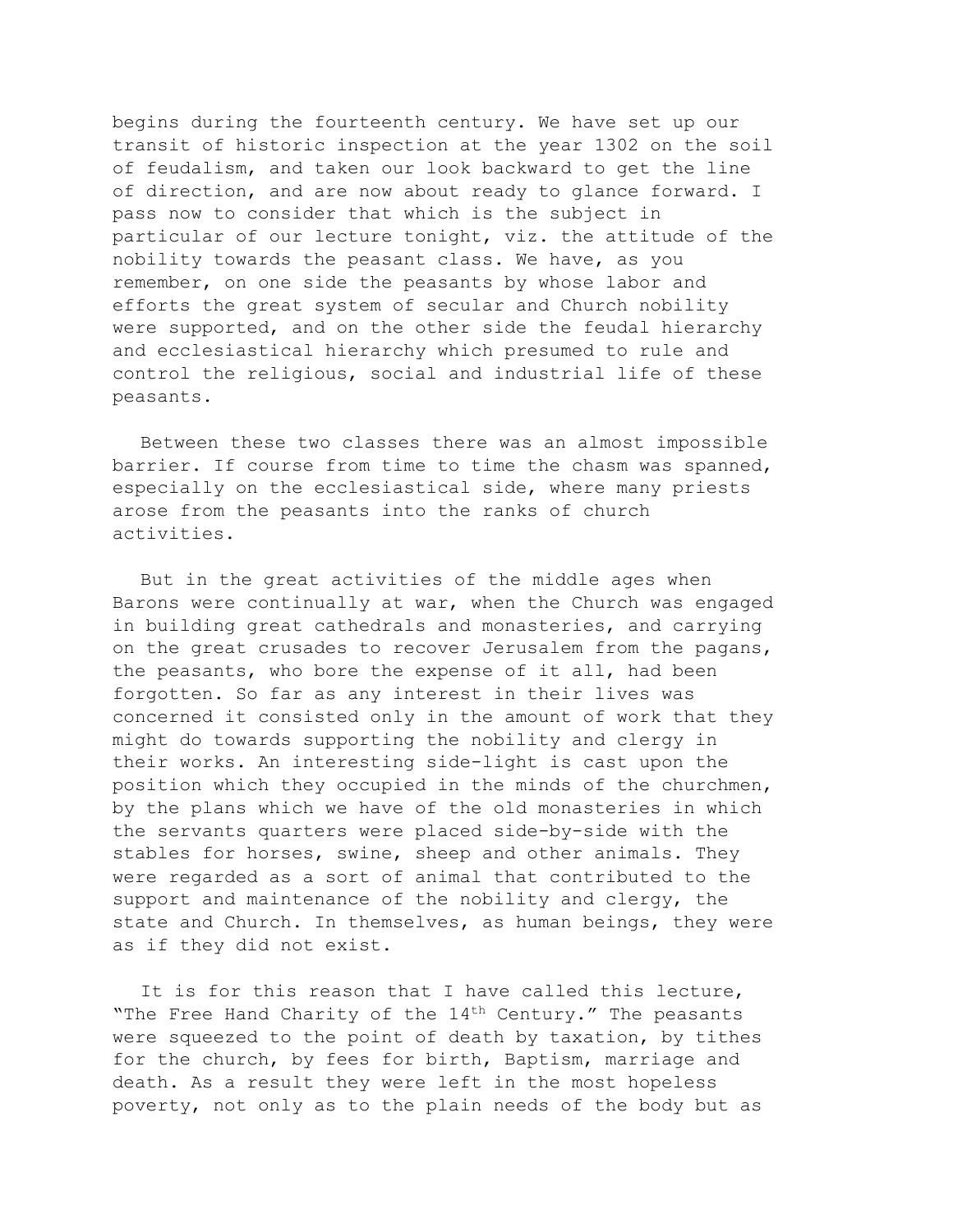begins during the fourteenth century. We have set up our transit of historic inspection at the year 1302 on the soil of feudalism, and taken our look backward to get the line of direction, and are now about ready to glance forward. I pass now to consider that which is the subject in particular of our lecture tonight, viz. the attitude of the nobility towards the peasant class. We have, as you remember, on one side the peasants by whose labor and efforts the great system of secular and Church nobility were supported, and on the other side the feudal hierarchy and ecclesiastical hierarchy which presumed to rule and control the religious, social and industrial life of these peasants.

Between these two classes there was an almost impossible barrier. If course from time to time the chasm was spanned, especially on the ecclesiastical side, where many priests arose from the peasants into the ranks of church activities.

But in the great activities of the middle ages when Barons were continually at war, when the Church was engaged in building great cathedrals and monasteries, and carrying on the great crusades to recover Jerusalem from the pagans, the peasants, who bore the expense of it all, had been forgotten. So far as any interest in their lives was concerned it consisted only in the amount of work that they might do towards supporting the nobility and clergy in their works. An interesting side-light is cast upon the position which they occupied in the minds of the churchmen, by the plans which we have of the old monasteries in which the servants quarters were placed side-by-side with the stables for horses, swine, sheep and other animals. They were regarded as a sort of animal that contributed to the support and maintenance of the nobility and clergy, the state and Church. In themselves, as human beings, they were as if they did not exist.

It is for this reason that I have called this lecture, "The Free Hand Charity of the 14th Century." The peasants were squeezed to the point of death by taxation, by tithes for the church, by fees for birth, Baptism, marriage and death. As a result they were left in the most hopeless poverty, not only as to the plain needs of the body but as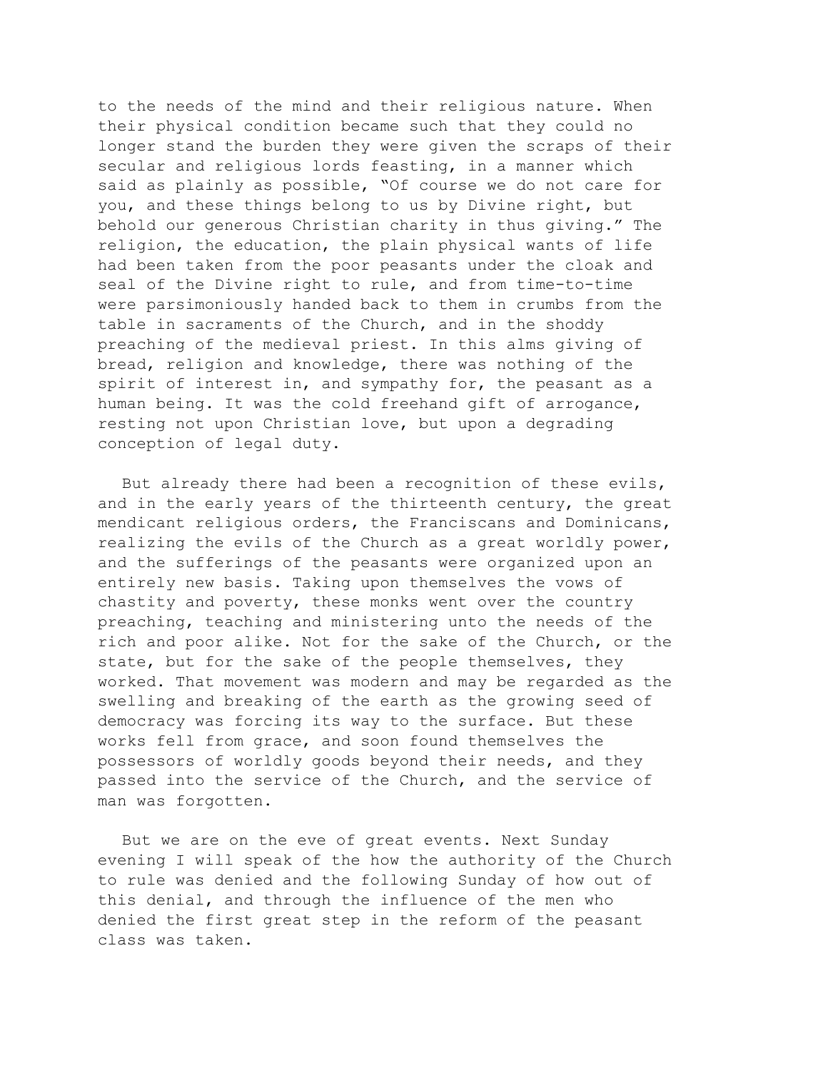to the needs of the mind and their religious nature. When their physical condition became such that they could no longer stand the burden they were given the scraps of their secular and religious lords feasting, in a manner which said as plainly as possible, "Of course we do not care for you, and these things belong to us by Divine right, but behold our generous Christian charity in thus giving." The religion, the education, the plain physical wants of life had been taken from the poor peasants under the cloak and seal of the Divine right to rule, and from time-to-time were parsimoniously handed back to them in crumbs from the table in sacraments of the Church, and in the shoddy preaching of the medieval priest. In this alms giving of bread, religion and knowledge, there was nothing of the spirit of interest in, and sympathy for, the peasant as a human being. It was the cold freehand gift of arrogance, resting not upon Christian love, but upon a degrading conception of legal duty.

But already there had been a recognition of these evils, and in the early years of the thirteenth century, the great mendicant religious orders, the Franciscans and Dominicans, realizing the evils of the Church as a great worldly power, and the sufferings of the peasants were organized upon an entirely new basis. Taking upon themselves the vows of chastity and poverty, these monks went over the country preaching, teaching and ministering unto the needs of the rich and poor alike. Not for the sake of the Church, or the state, but for the sake of the people themselves, they worked. That movement was modern and may be regarded as the swelling and breaking of the earth as the growing seed of democracy was forcing its way to the surface. But these works fell from grace, and soon found themselves the possessors of worldly goods beyond their needs, and they passed into the service of the Church, and the service of man was forgotten.

But we are on the eve of great events. Next Sunday evening I will speak of the how the authority of the Church to rule was denied and the following Sunday of how out of this denial, and through the influence of the men who denied the first great step in the reform of the peasant class was taken.